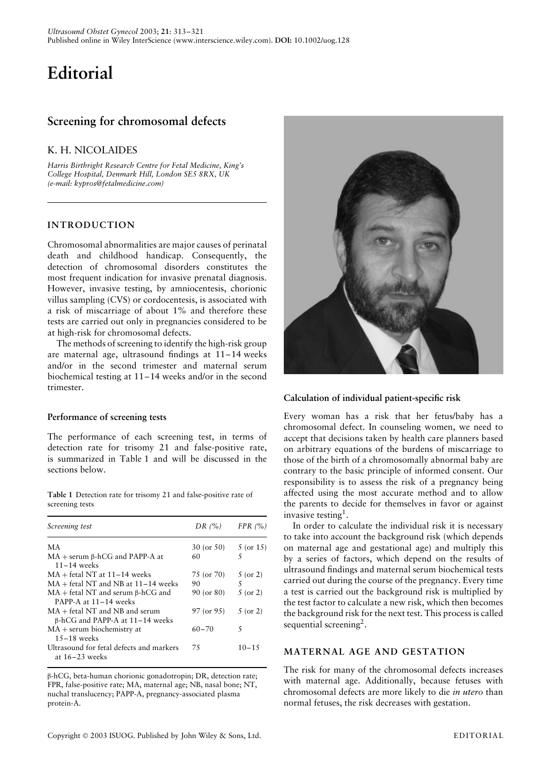# Editorial

## Screening for chromosomal defects

K. H. NICOLAIDES

*Harris Birthright Research Centre for Fetal Medicine, King's College Hospital, Denmark Hill, London SE5 8RX, UK (e-mail: kypros@fetalmedicine.com)*

### INTRODUCTION

Chromosomal abnormalities are major causes of perinatal death and childhood handicap. Consequently, the detection of chromosomal disorders constitutes the most frequent indication for invasive prenatal diagnosis. However, invasive testing, by amniocentesis, chorionic villus sampling (CVS) or cordocentesis, is associated with a risk of miscarriage of about 1% and therefore these tests are carried out only in pregnancies considered to be at high-risk for chromosomal defects.

The methods of screening to identify the high-risk group are maternal age, ultrasound findings at 11–14 weeks and/or in the second trimester and maternal serum biochemical testing at 11–14 weeks and/or in the second trimester.

#### Performance of screening tests

The performance of each screening test, in terms of detection rate for trisomy 21 and false-positive rate, is summarized in Table 1 and will be discussed in the sections below.

**Table 1** Detection rate for trisomy 21 and false-positive rate of screening tests

| *Screening test* | *DR (%)* | *FPR (%)* |
|---|---|---|
| MA | 30 (or 50) | 5 (or 15) |
| MA + serum β-hCG and PAPP-A at 11–14 weeks | 60 | 5 |
| MA + fetal NT at 11–14 weeks | 75 (or 70) | 5 (or 2) |
| MA + fetal NT and NB at 11–14 weeks | 90 | 5 |
| MA + fetal NT and serum β-hCG and PAPP-A at 11–14 weeks | 90 (or 80) | 5 (or 2) |
| MA + fetal NT and NB and serum β-hCG and PAPP-A at 11–14 weeks | 97 (or 95) | 5 (or 2) |
| MA + serum biochemistry at 15–18 weeks | 60–70 | 5 |
| Ultrasound for fetal defects and markers at 16–23 weeks | 75 | 10–15 |

β-hCG, beta-human chorionic gonadotrophin; DR, detection rate; FPR, false-positive rate; MA, maternal age; NB, nasal bone; NT, nuchal translucency; PAPP-A, pregnancy-associated plasma protein-A.

#### Calculation of individual patient-specific risk

Every woman has a risk that her fetus/baby has a chromosomal defect. In counseling women, we need to accept that decisions taken by health care planners based on arbitrary equations of the burdens of miscarriage to those of the birth of a chromosomally abnormal baby are contrary to the basic principle of informed consent. Our responsibility is to assess the risk of a pregnancy being affected using the most accurate method and to allow the parents to decide for themselves in favor or against invasive testing[1].

In order to calculate the individual risk it is necessary to take into account the background risk (which depends on maternal age and gestational age) and multiply this by a series of factors, which depend on the results of ultrasound findings and maternal serum biochemical tests carried out during the course of the pregnancy. Every time a test is carried out the background risk is multiplied by the test factor to calculate a new risk, which then becomes the background risk for the next test. This process is called sequential screening[2].

### MATERNAL AGE AND GESTATION

The risk for many of the chromosomal defects increases with maternal age. Additionally, because fetuses with chromosomal defects are more likely to die *in utero* than normal fetuses, the risk decreases with gestation.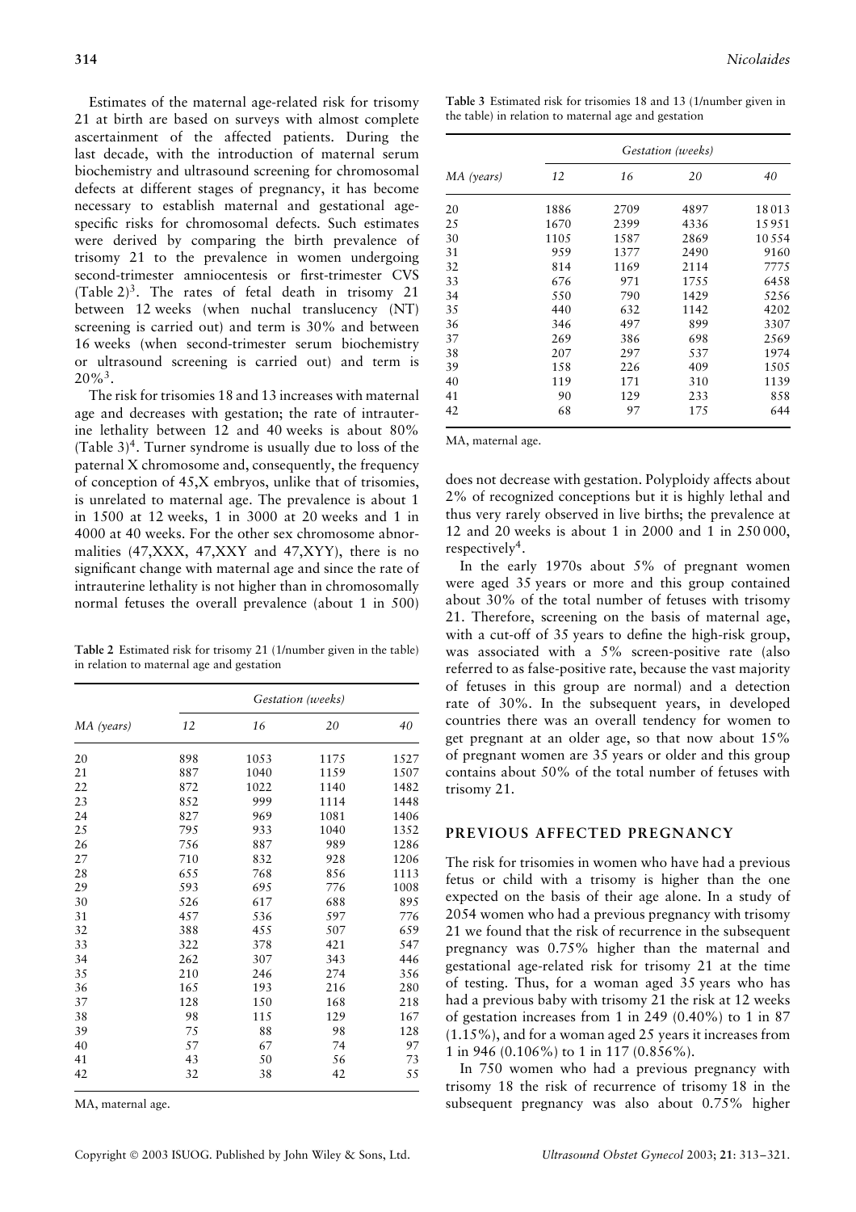Estimates of the maternal age-related risk for trisomy 21 at birth are based on surveys with almost complete ascertainment of the affected patients. During the last decade, with the introduction of maternal serum biochemistry and ultrasound screening for chromosomal defects at different stages of pregnancy, it has become necessary to establish maternal and gestational age-specific risks for chromosomal defects. Such estimates were derived by comparing the birth prevalence of trisomy 21 to the prevalence in women undergoing second-trimester amniocentesis or first-trimester CVS (Table 2)[3]. The rates of fetal death in trisomy 21 between 12 weeks (when nuchal translucency (NT) screening is carried out) and term is 30% and between 16 weeks (when second-trimester serum biochemistry or ultrasound screening is carried out) and term is 20%[3].

The risk for trisomies 18 and 13 increases with maternal age and decreases with gestation; the rate of intrauterine lethality between 12 and 40 weeks is about 80% (Table 3)[4]. Turner syndrome is usually due to loss of the paternal X chromosome and, consequently, the frequency of conception of 45,X embryos, unlike that of trisomies, is unrelated to maternal age. The prevalence is about 1 in 1500 at 12 weeks, 1 in 3000 at 20 weeks and 1 in 4000 at 40 weeks. For the other sex chromosome abnormalities (47,XXX, 47,XXY and 47,XYY), there is no significant change with maternal age and since the rate of intrauterine lethality is not higher than in chromosomally normal fetuses the overall prevalence (about 1 in 500) does not decrease with gestation. Polyploidy affects about 2% of recognized conceptions but it is highly lethal and thus very rarely observed in live births; the prevalence at 12 and 20 weeks is about 1 in 2000 and 1 in 250 000, respectively[4].

**Table 2** Estimated risk for trisomy 21 (1/number given in the table) in relation to maternal age and gestation

| | Gestation (weeks) | | | |
|---|---|---|---|---|
| MA (years) | 12 | 16 | 20 | 40 |
| 20 | 898 | 1053 | 1175 | 1527 |
| 21 | 887 | 1040 | 1159 | 1507 |
| 22 | 872 | 1022 | 1140 | 1482 |
| 23 | 852 | 999 | 1114 | 1448 |
| 24 | 827 | 969 | 1081 | 1406 |
| 25 | 795 | 933 | 1040 | 1352 |
| 26 | 756 | 887 | 989 | 1286 |
| 27 | 710 | 832 | 928 | 1206 |
| 28 | 655 | 768 | 856 | 1113 |
| 29 | 593 | 695 | 776 | 1008 |
| 30 | 526 | 617 | 688 | 895 |
| 31 | 457 | 536 | 597 | 776 |
| 32 | 388 | 455 | 507 | 659 |
| 33 | 322 | 378 | 421 | 547 |
| 34 | 262 | 307 | 343 | 446 |
| 35 | 210 | 246 | 274 | 356 |
| 36 | 165 | 193 | 216 | 280 |
| 37 | 128 | 150 | 168 | 218 |
| 38 | 98 | 115 | 129 | 167 |
| 39 | 75 | 88 | 98 | 128 |
| 40 | 57 | 67 | 74 | 97 |
| 41 | 43 | 50 | 56 | 73 |
| 42 | 32 | 38 | 42 | 55 |

MA, maternal age.

**Table 3** Estimated risk for trisomies 18 and 13 (1/number given in the table) in relation to maternal age and gestation

| | Gestation (weeks) | | | |
|---|---|---|---|---|
| MA (years) | 12 | 16 | 20 | 40 |
| 20 | 1886 | 2709 | 4897 | 18013 |
| 25 | 1670 | 2399 | 4336 | 15951 |
| 30 | 1105 | 1587 | 2869 | 10554 |
| 31 | 959 | 1377 | 2490 | 9160 |
| 32 | 814 | 1169 | 2114 | 7775 |
| 33 | 676 | 971 | 1755 | 6458 |
| 34 | 550 | 790 | 1429 | 5256 |
| 35 | 440 | 632 | 1142 | 4202 |
| 36 | 346 | 497 | 899 | 3307 |
| 37 | 269 | 386 | 698 | 2569 |
| 38 | 207 | 297 | 537 | 1974 |
| 39 | 158 | 226 | 409 | 1505 |
| 40 | 119 | 171 | 310 | 1139 |
| 41 | 90 | 129 | 233 | 858 |
| 42 | 68 | 97 | 175 | 644 |

MA, maternal age.

In the early 1970s about 5% of pregnant women were aged 35 years or more and this group contained about 30% of the total number of fetuses with trisomy 21. Therefore, screening on the basis of maternal age, with a cut-off of 35 years to define the high-risk group, was associated with a 5% screen-positive rate (also referred to as false-positive rate, because the vast majority of fetuses in this group are normal) and a detection rate of 30%. In the subsequent years, in developed countries there was an overall tendency for women to get pregnant at an older age, so that now about 15% of pregnant women are 35 years or older and this group contains about 50% of the total number of fetuses with trisomy 21.

## PREVIOUS AFFECTED PREGNANCY

The risk for trisomies in women who have had a previous fetus or child with a trisomy is higher than the one expected on the basis of their age alone. In a study of 2054 women who had a previous pregnancy with trisomy 21 we found that the risk of recurrence in the subsequent pregnancy was 0.75% higher than the maternal and gestational age-related risk for trisomy 21 at the time of testing. Thus, for a woman aged 35 years who has had a previous baby with trisomy 21 the risk at 12 weeks of gestation increases from 1 in 249 (0.40%) to 1 in 87 (1.15%), and for a woman aged 25 years it increases from 1 in 946 (0.106%) to 1 in 117 (0.856%).

In 750 women who had a previous pregnancy with trisomy 18 the risk of recurrence of trisomy 18 in the subsequent pregnancy was also about 0.75% higher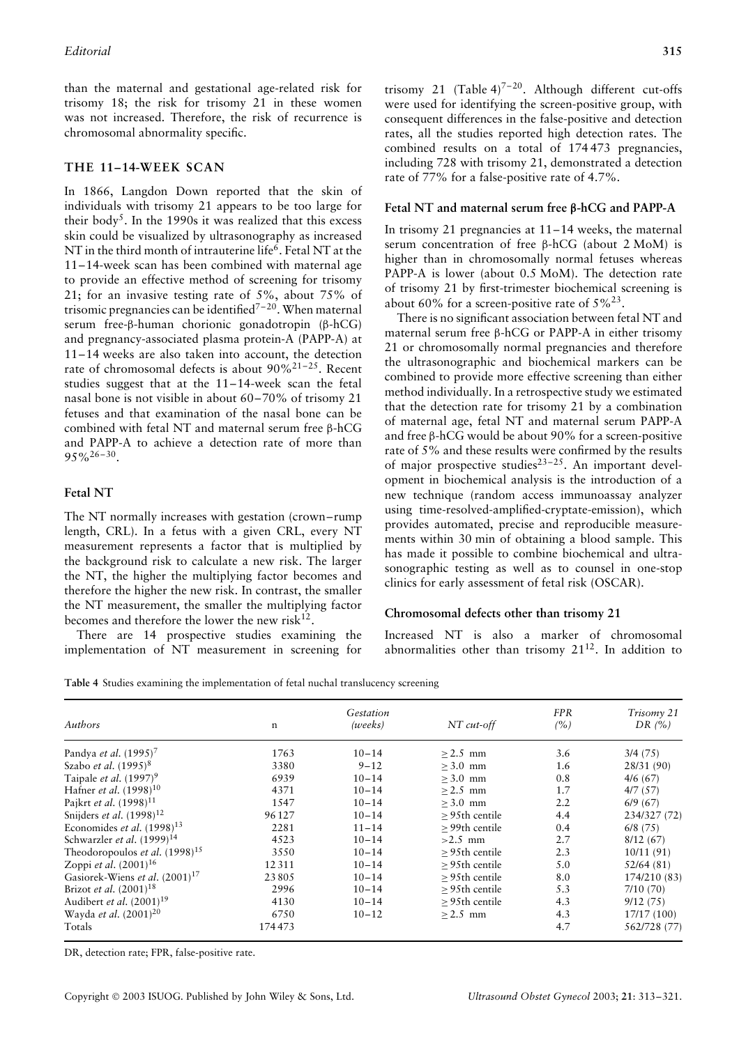than the maternal and gestational age-related risk for trisomy 18; the risk for trisomy 21 in these women was not increased. Therefore, the risk of recurrence is chromosomal abnormality specific.

## THE 11–14-WEEK SCAN

In 1866, Langdon Down reported that the skin of individuals with trisomy 21 appears to be too large for their body[5]. In the 1990s it was realized that this excess skin could be visualized by ultrasonography as increased NT in the third month of intrauterine life[6]. Fetal NT at the 11–14-week scan has been combined with maternal age to provide an effective method of screening for trisomy 21; for an invasive testing rate of 5%, about 75% of trisomic pregnancies can be identified[7–20]. When maternal serum free-β-human chorionic gonadotropin (β-hCG) and pregnancy-associated plasma protein-A (PAPP-A) at 11–14 weeks are also taken into account, the detection rate of chromosomal defects is about 90%[21–25]. Recent studies suggest that at the 11–14-week scan the fetal nasal bone is not visible in about 60–70% of trisomy 21 fetuses and that examination of the nasal bone can be combined with fetal NT and maternal serum free β-hCG and PAPP-A to achieve a detection rate of more than 95%[26–30].

### Fetal NT

The NT normally increases with gestation (crown–rump length, CRL). In a fetus with a given CRL, every NT measurement represents a factor that is multiplied by the background risk to calculate a new risk. The larger the NT, the higher the multiplying factor becomes and therefore the higher the new risk. In contrast, the smaller the NT measurement, the smaller the multiplying factor becomes and therefore the lower the new risk[12].

There are 14 prospective studies examining the implementation of NT measurement in screening for trisomy 21 (Table 4)[7–20]. Although different cut-offs were used for identifying the screen-positive group, with consequent differences in the false-positive and detection rates, all the studies reported high detection rates. The combined results on a total of 174 473 pregnancies, including 728 with trisomy 21, demonstrated a detection rate of 77% for a false-positive rate of 4.7%.

### Fetal NT and maternal serum free β-hCG and PAPP-A

In trisomy 21 pregnancies at 11–14 weeks, the maternal serum concentration of free β-hCG (about 2 MoM) is higher than in chromosomally normal fetuses whereas PAPP-A is lower (about 0.5 MoM). The detection rate of trisomy 21 by first-trimester biochemical screening is about 60% for a screen-positive rate of 5%[23].

There is no significant association between fetal NT and maternal serum free β-hCG or PAPP-A in either trisomy 21 or chromosomally normal pregnancies and therefore the ultrasonographic and biochemical markers can be combined to provide more effective screening than either method individually. In a retrospective study we estimated that the detection rate for trisomy 21 by a combination of maternal age, fetal NT and maternal serum PAPP-A and free β-hCG would be about 90% for a screen-positive rate of 5% and these results were confirmed by the results of major prospective studies[23–25]. An important development in biochemical analysis is the introduction of a new technique (random access immunoassay analyzer using time-resolved-amplified-cryptate-emission), which provides automated, precise and reproducible measurements within 30 min of obtaining a blood sample. This has made it possible to combine biochemical and ultrasonographic testing as well as to counsel in one-stop clinics for early assessment of fetal risk (OSCAR).

### Chromosomal defects other than trisomy 21

Increased NT is also a marker of chromosomal abnormalities other than trisomy 21[12]. In addition to

**Table 4** Studies examining the implementation of fetal nuchal translucency screening

| Authors | n | Gestation (weeks) | NT cut-off | FPR (%) | Trisomy 21 DR (%) |
|---|---|---|---|---|---|
| Pandya *et al.* (1995)[7] | 1763 | 10–14 | ≥ 2.5 mm | 3.6 | 3/4 (75) |
| Szabo *et al.* (1995)[8] | 3380 | 9–12 | ≥ 3.0 mm | 1.6 | 28/31 (90) |
| Taipale *et al.* (1997)[9] | 6939 | 10–14 | ≥ 3.0 mm | 0.8 | 4/6 (67) |
| Hafner *et al.* (1998)[10] | 4371 | 10–14 | ≥ 2.5 mm | 1.7 | 4/7 (57) |
| Pajkrt *et al.* (1998)[11] | 1547 | 10–14 | ≥ 3.0 mm | 2.2 | 6/9 (67) |
| Snijders *et al.* (1998)[12] | 96 127 | 10–14 | ≥ 95th centile | 4.4 | 234/327 (72) |
| Economides *et al.* (1998)[13] | 2281 | 11–14 | ≥ 99th centile | 0.4 | 6/8 (75) |
| Schwarzler *et al.* (1999)[14] | 4523 | 10–14 | > 2.5 mm | 2.7 | 8/12 (67) |
| Theodoropoulos *et al.* (1998)[15] | 3550 | 10–14 | ≥ 95th centile | 2.3 | 10/11 (91) |
| Zoppi *et al.* (2001)[16] | 12 311 | 10–14 | ≥ 95th centile | 5.0 | 52/64 (81) |
| Gasiorek-Wiens *et al.* (2001)[17] | 23 805 | 10–14 | ≥ 95th centile | 8.0 | 174/210 (83) |
| Brizot *et al.* (2001)[18] | 2996 | 10–14 | ≥ 95th centile | 5.3 | 7/10 (70) |
| Audibert *et al.* (2001)[19] | 4130 | 10–14 | ≥ 95th centile | 4.3 | 9/12 (75) |
| Wayda *et al.* (2001)[20] | 6750 | 10–12 | ≥ 2.5 mm | 4.3 | 17/17 (100) |
| Totals | 174 473 | | | 4.7 | 562/728 (77) |

DR, detection rate; FPR, false-positive rate.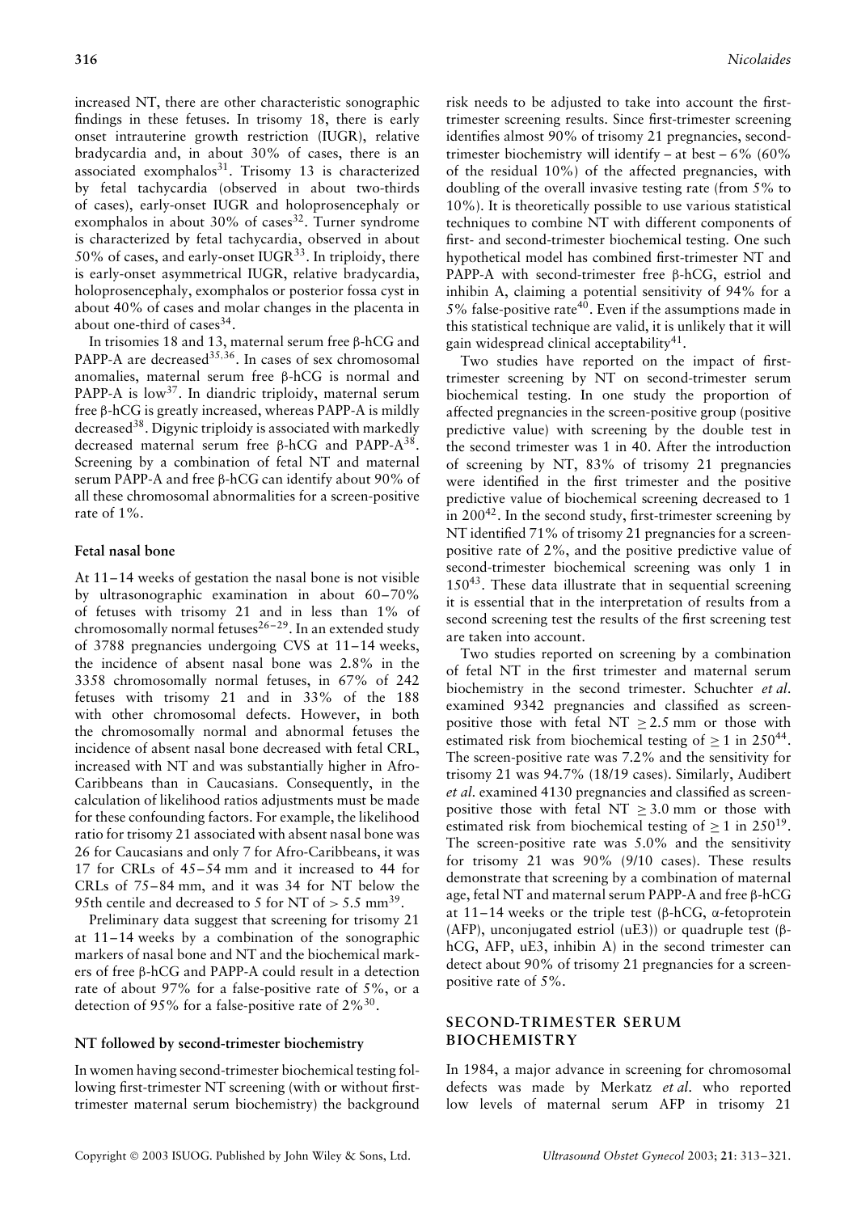increased NT, there are other characteristic sonographic findings in these fetuses. In trisomy 18, there is early onset intrauterine growth restriction (IUGR), relative bradycardia and, in about 30% of cases, there is an associated exomphalos[31]. Trisomy 13 is characterized by fetal tachycardia (observed in about two-thirds of cases), early-onset IUGR and holoprosencephaly or exomphalos in about 30% of cases[32]. Turner syndrome is characterized by fetal tachycardia, observed in about 50% of cases, and early-onset IUGR[33]. In triploidy, there is early-onset asymmetrical IUGR, relative bradycardia, holoprosencephaly, exomphalos or posterior fossa cyst in about 40% of cases and molar changes in the placenta in about one-third of cases[34].

In trisomies 18 and 13, maternal serum free β-hCG and PAPP-A are decreased[35,36]. In cases of sex chromosomal anomalies, maternal serum free β-hCG is normal and PAPP-A is low[37]. In diandric triploidy, maternal serum free β-hCG is greatly increased, whereas PAPP-A is mildly decreased[38]. Digynic triploidy is associated with markedly decreased maternal serum free β-hCG and PAPP-A[38]. Screening by a combination of fetal NT and maternal serum PAPP-A and free β-hCG can identify about 90% of all these chromosomal abnormalities for a screen-positive rate of 1%.

### Fetal nasal bone

At 11–14 weeks of gestation the nasal bone is not visible by ultrasonographic examination in about 60–70% of fetuses with trisomy 21 and in less than 1% of chromosomally normal fetuses[26–29]. In an extended study of 3788 pregnancies undergoing CVS at 11–14 weeks, the incidence of absent nasal bone was 2.8% in the 3358 chromosomally normal fetuses, in 67% of 242 fetuses with trisomy 21 and in 33% of the 188 with other chromosomal defects. However, in both the chromosomally normal and abnormal fetuses the incidence of absent nasal bone decreased with fetal CRL, increased with NT and was substantially higher in Afro-Caribbeans than in Caucasians. Consequently, in the calculation of likelihood ratios adjustments must be made for these confounding factors. For example, the likelihood ratio for trisomy 21 associated with absent nasal bone was 26 for Caucasians and only 7 for Afro-Caribbeans, it was 17 for CRLs of 45–54 mm and it increased to 44 for CRLs of 75–84 mm, and it was 34 for NT below the 95th centile and decreased to 5 for NT of > 5.5 mm[39].

Preliminary data suggest that screening for trisomy 21 at 11–14 weeks by a combination of the sonographic markers of nasal bone and NT and the biochemical markers of free β-hCG and PAPP-A could result in a detection rate of about 97% for a false-positive rate of 5%, or a detection of 95% for a false-positive rate of 2%[30].

### NT followed by second-trimester biochemistry

In women having second-trimester biochemical testing following first-trimester NT screening (with or without first-trimester maternal serum biochemistry) the background risk needs to be adjusted to take into account the first-trimester screening results. Since first-trimester screening identifies almost 90% of trisomy 21 pregnancies, second-trimester biochemistry will identify – at best – 6% (60% of the residual 10%) of the affected pregnancies, with doubling of the overall invasive testing rate (from 5% to 10%). It is theoretically possible to use various statistical techniques to combine NT with different components of first- and second-trimester biochemical testing. One such hypothetical model has combined first-trimester NT and PAPP-A with second-trimester free β-hCG, estriol and inhibin A, claiming a potential sensitivity of 94% for a 5% false-positive rate[40]. Even if the assumptions made in this statistical technique are valid, it is unlikely that it will gain widespread clinical acceptability[41].

Two studies have reported on the impact of first-trimester screening by NT on second-trimester serum biochemical testing. In one study the proportion of affected pregnancies in the screen-positive group (positive predictive value) with screening by the double test in the second trimester was 1 in 40. After the introduction of screening by NT, 83% of trisomy 21 pregnancies were identified in the first trimester and the positive predictive value of biochemical screening decreased to 1 in 200[42]. In the second study, first-trimester screening by NT identified 71% of trisomy 21 pregnancies for a screen-positive rate of 2%, and the positive predictive value of second-trimester biochemical screening was only 1 in 150[43]. These data illustrate that in sequential screening it is essential that in the interpretation of results from a second screening test the results of the first screening test are taken into account.

Two studies reported on screening by a combination of fetal NT in the first trimester and maternal serum biochemistry in the second trimester. Schuchter *et al.* examined 9342 pregnancies and classified as screen-positive those with fetal NT ≥ 2.5 mm or those with estimated risk from biochemical testing of ≥ 1 in 250[44]. The screen-positive rate was 7.2% and the sensitivity for trisomy 21 was 94.7% (18/19 cases). Similarly, Audibert *et al.* examined 4130 pregnancies and classified as screen-positive those with fetal NT ≥ 3.0 mm or those with estimated risk from biochemical testing of ≥ 1 in 250[19]. The screen-positive rate was 5.0% and the sensitivity for trisomy 21 was 90% (9/10 cases). These results demonstrate that screening by a combination of maternal age, fetal NT and maternal serum PAPP-A and free β-hCG at 11–14 weeks or the triple test (β-hCG, α-fetoprotein (AFP), unconjugated estriol (uE3)) or quadruple test (β-hCG, AFP, uE3, inhibin A) in the second trimester can detect about 90% of trisomy 21 pregnancies for a screen-positive rate of 5%.

## SECOND-TRIMESTER SERUM BIOCHEMISTRY

In 1984, a major advance in screening for chromosomal defects was made by Merkatz *et al.* who reported low levels of maternal serum AFP in trisomy 21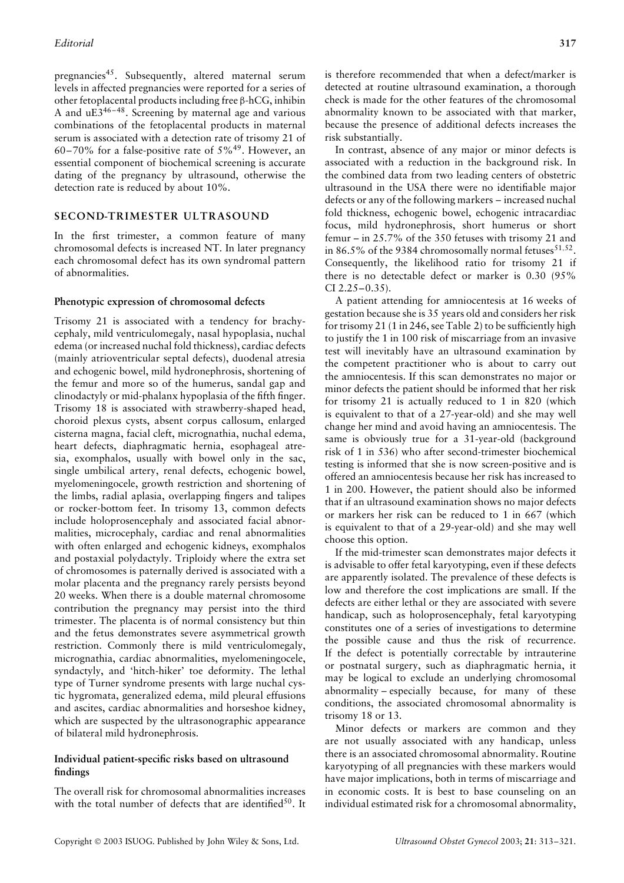pregnancies[45]. Subsequently, altered maternal serum levels in affected pregnancies were reported for a series of other fetoplacental products including free β-hCG, inhibin A and uE3[46–48]. Screening by maternal age and various combinations of the fetoplacental products in maternal serum is associated with a detection rate of trisomy 21 of 60–70% for a false-positive rate of 5%[49]. However, an essential component of biochemical screening is accurate dating of the pregnancy by ultrasound, otherwise the detection rate is reduced by about 10%.

## SECOND-TRIMESTER ULTRASOUND

In the first trimester, a common feature of many chromosomal defects is increased NT. In later pregnancy each chromosomal defect has its own syndromal pattern of abnormalities.

### Phenotypic expression of chromosomal defects

Trisomy 21 is associated with a tendency for brachycephaly, mild ventriculomegaly, nasal hypoplasia, nuchal edema (or increased nuchal fold thickness), cardiac defects (mainly atrioventricular septal defects), duodenal atresia and echogenic bowel, mild hydronephrosis, shortening of the femur and more so of the humerus, sandal gap and clinodactyly or mid-phalanx hypoplasia of the fifth finger. Trisomy 18 is associated with strawberry-shaped head, choroid plexus cysts, absent corpus callosum, enlarged cisterna magna, facial cleft, micrognathia, nuchal edema, heart defects, diaphragmatic hernia, esophageal atresia, exomphalos, usually with bowel only in the sac, single umbilical artery, renal defects, echogenic bowel, myelomeningocele, growth restriction and shortening of the limbs, radial aplasia, overlapping fingers and talipes or rocker-bottom feet. In trisomy 13, common defects include holoprosencephaly and associated facial abnormalities, microcephaly, cardiac and renal abnormalities with often enlarged and echogenic kidneys, exomphalos and postaxial polydactyly. Triploidy where the extra set of chromosomes is paternally derived is associated with a molar placenta and the pregnancy rarely persists beyond 20 weeks. When there is a double maternal chromosome contribution the pregnancy may persist into the third trimester. The placenta is of normal consistency but thin and the fetus demonstrates severe asymmetrical growth restriction. Commonly there is mild ventriculomegaly, micrognathia, cardiac abnormalities, myelomeningocele, syndactyly, and 'hitch-hiker' toe deformity. The lethal type of Turner syndrome presents with large nuchal cystic hygromata, generalized edema, mild pleural effusions and ascites, cardiac abnormalities and horseshoe kidney, which are suspected by the ultrasonographic appearance of bilateral mild hydronephrosis.

### Individual patient-specific risks based on ultrasound findings

The overall risk for chromosomal abnormalities increases with the total number of defects that are identified[50]. It is therefore recommended that when a defect/marker is detected at routine ultrasound examination, a thorough check is made for the other features of the chromosomal abnormality known to be associated with that marker, because the presence of additional defects increases the risk substantially.

In contrast, absence of any major or minor defects is associated with a reduction in the background risk. In the combined data from two leading centers of obstetric ultrasound in the USA there were no identifiable major defects or any of the following markers – increased nuchal fold thickness, echogenic bowel, echogenic intracardiac focus, mild hydronephrosis, short humerus or short femur – in 25.7% of the 350 fetuses with trisomy 21 and in 86.5% of the 9384 chromosomally normal fetuses[51,52]. Consequently, the likelihood ratio for trisomy 21 if there is no detectable defect or marker is 0.30 (95% CI 2.25–0.35).

A patient attending for amniocentesis at 16 weeks of gestation because she is 35 years old and considers her risk for trisomy 21 (1 in 246, see Table 2) to be sufficiently high to justify the 1 in 100 risk of miscarriage from an invasive test will inevitably have an ultrasound examination by the competent practitioner who is about to carry out the amniocentesis. If this scan demonstrates no major or minor defects the patient should be informed that her risk for trisomy 21 is actually reduced to 1 in 820 (which is equivalent to that of a 27-year-old) and she may well change her mind and avoid having an amniocentesis. The same is obviously true for a 31-year-old (background risk of 1 in 536) who after second-trimester biochemical testing is informed that she is now screen-positive and is offered an amniocentesis because her risk has increased to 1 in 200. However, the patient should also be informed that if an ultrasound examination shows no major defects or markers her risk can be reduced to 1 in 667 (which is equivalent to that of a 29-year-old) and she may well choose this option.

If the mid-trimester scan demonstrates major defects it is advisable to offer fetal karyotyping, even if these defects are apparently isolated. The prevalence of these defects is low and therefore the cost implications are small. If the defects are either lethal or they are associated with severe handicap, such as holoprosencephaly, fetal karyotyping constitutes one of a series of investigations to determine the possible cause and thus the risk of recurrence. If the defect is potentially correctable by intrauterine or postnatal surgery, such as diaphragmatic hernia, it may be logical to exclude an underlying chromosomal abnormality – especially because, for many of these conditions, the associated chromosomal abnormality is trisomy 18 or 13.

Minor defects or markers are common and they are not usually associated with any handicap, unless there is an associated chromosomal abnormality. Routine karyotyping of all pregnancies with these markers would have major implications, both in terms of miscarriage and in economic costs. It is best to base counseling on an individual estimated risk for a chromosomal abnormality,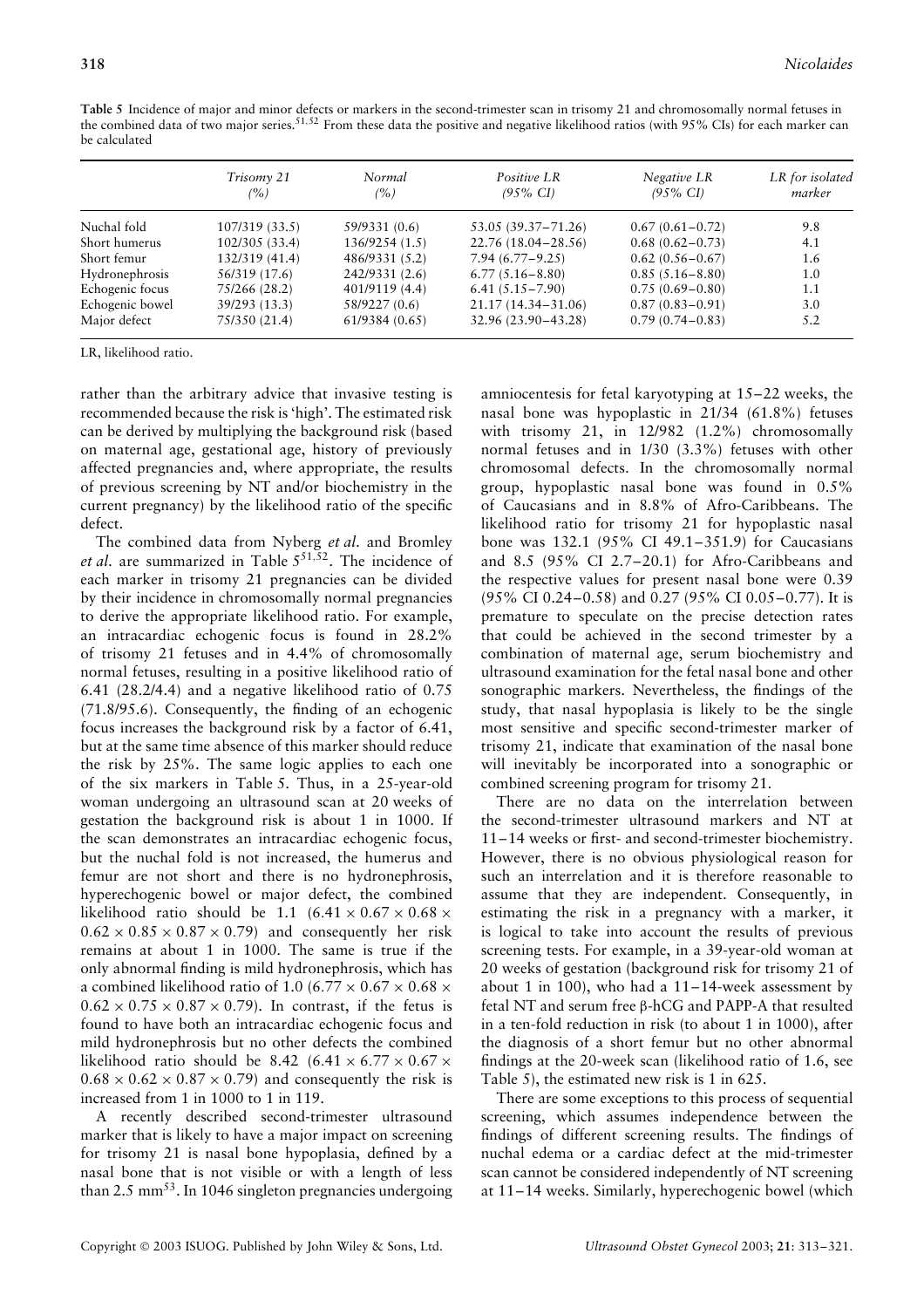**Table 5** Incidence of major and minor defects or markers in the second-trimester scan in trisomy 21 and chromosomally normal fetuses in the combined data of two major series.[51,52] From these data the positive and negative likelihood ratios (with 95% CIs) for each marker can be calculated

| | Trisomy 21 (%) | Normal (%) | Positive LR (95% CI) | Negative LR (95% CI) | LR for isolated marker |
|---|---|---|---|---|---|
| Nuchal fold | 107/319 (33.5) | 59/9331 (0.6) | 53.05 (39.37–71.26) | 0.67 (0.61–0.72) | 9.8 |
| Short humerus | 102/305 (33.4) | 136/9254 (1.5) | 22.76 (18.04–28.56) | 0.68 (0.62–0.73) | 4.1 |
| Short femur | 132/319 (41.4) | 486/9331 (5.2) | 7.94 (6.77–9.25) | 0.62 (0.56–0.67) | 1.6 |
| Hydronephrosis | 56/319 (17.6) | 242/9331 (2.6) | 6.77 (5.16–8.80) | 0.85 (5.16–8.80) | 1.0 |
| Echogenic focus | 75/266 (28.2) | 401/9119 (4.4) | 6.41 (5.15–7.90) | 0.75 (0.69–0.80) | 1.1 |
| Echogenic bowel | 39/293 (13.3) | 58/9227 (0.6) | 21.17 (14.34–31.06) | 0.87 (0.83–0.91) | 3.0 |
| Major defect | 75/350 (21.4) | 61/9384 (0.65) | 32.96 (23.90–43.28) | 0.79 (0.74–0.83) | 5.2 |

LR, likelihood ratio.

rather than the arbitrary advice that invasive testing is recommended because the risk is 'high'. The estimated risk can be derived by multiplying the background risk (based on maternal age, gestational age, history of previously affected pregnancies and, where appropriate, the results of previous screening by NT and/or biochemistry in the current pregnancy) by the likelihood ratio of the specific defect.

The combined data from Nyberg *et al.* and Bromley *et al.* are summarized in Table 5[51,52]. The incidence of each marker in trisomy 21 pregnancies can be divided by their incidence in chromosomally normal pregnancies to derive the appropriate likelihood ratio. For example, an intracardiac echogenic focus is found in 28.2% of trisomy 21 fetuses and in 4.4% of chromosomally normal fetuses, resulting in a positive likelihood ratio of 6.41 (28.2/4.4) and a negative likelihood ratio of 0.75 (71.8/95.6). Consequently, the finding of an echogenic focus increases the background risk by a factor of 6.41, but at the same time absence of this marker should reduce the risk by 25%. The same logic applies to each one of the six markers in Table 5. Thus, in a 25-year-old woman undergoing an ultrasound scan at 20 weeks of gestation the background risk is about 1 in 1000. If the scan demonstrates an intracardiac echogenic focus, but the nuchal fold is not increased, the humerus and femur are not short and there is no hydronephrosis, hyperechogenic bowel or major defect, the combined likelihood ratio should be 1.1 ($6.41 \times 0.67 \times 0.68 \times 0.62 \times 0.85 \times 0.87 \times 0.79$) and consequently her risk remains at about 1 in 1000. The same is true if the only abnormal finding is mild hydronephrosis, which has a combined likelihood ratio of 1.0 ($6.77 \times 0.67 \times 0.68 \times 0.62 \times 0.75 \times 0.87 \times 0.79$). In contrast, if the fetus is found to have both an intracardiac echogenic focus and mild hydronephrosis but no other defects the combined likelihood ratio should be 8.42 ($6.41 \times 6.77 \times 0.67 \times 0.68 \times 0.62 \times 0.87 \times 0.79$) and consequently the risk is increased from 1 in 1000 to 1 in 119.

A recently described second-trimester ultrasound marker that is likely to have a major impact on screening for trisomy 21 is nasal bone hypoplasia, defined by a nasal bone that is not visible or with a length of less than 2.5 mm[53]. In 1046 singleton pregnancies undergoing amniocentesis for fetal karyotyping at 15–22 weeks, the nasal bone was hypoplastic in 21/34 (61.8%) fetuses with trisomy 21, in 12/982 (1.2%) chromosomally normal fetuses and in 1/30 (3.3%) fetuses with other chromosomal defects. In the chromosomally normal group, hypoplastic nasal bone was found in 0.5% of Caucasians and in 8.8% of Afro-Caribbeans. The likelihood ratio for trisomy 21 for hypoplastic nasal bone was 132.1 (95% CI 49.1–351.9) for Caucasians and 8.5 (95% CI 2.7–20.1) for Afro-Caribbeans and the respective values for present nasal bone were 0.39 (95% CI 0.24–0.58) and 0.27 (95% CI 0.05–0.77). It is premature to speculate on the precise detection rates that could be achieved in the second trimester by a combination of maternal age, serum biochemistry and ultrasound examination for the fetal nasal bone and other sonographic markers. Nevertheless, the findings of the study, that nasal hypoplasia is likely to be the single most sensitive and specific second-trimester marker of trisomy 21, indicate that examination of the nasal bone will inevitably be incorporated into a sonographic or combined screening program for trisomy 21.

There are no data on the interrelation between the second-trimester ultrasound markers and NT at 11–14 weeks or first- and second-trimester biochemistry. However, there is no obvious physiological reason for such an interrelation and it is therefore reasonable to assume that they are independent. Consequently, in estimating the risk in a pregnancy with a marker, it is logical to take into account the results of previous screening tests. For example, in a 39-year-old woman at 20 weeks of gestation (background risk for trisomy 21 of about 1 in 100), who had a 11–14-week assessment by fetal NT and serum free β-hCG and PAPP-A that resulted in a ten-fold reduction in risk (to about 1 in 1000), after the diagnosis of a short femur but no other abnormal findings at the 20-week scan (likelihood ratio of 1.6, see Table 5), the estimated new risk is 1 in 625.

There are some exceptions to this process of sequential screening, which assumes independence between the findings of different screening results. The findings of nuchal edema or a cardiac defect at the mid-trimester scan cannot be considered independently of NT screening at 11–14 weeks. Similarly, hyperechogenic bowel (which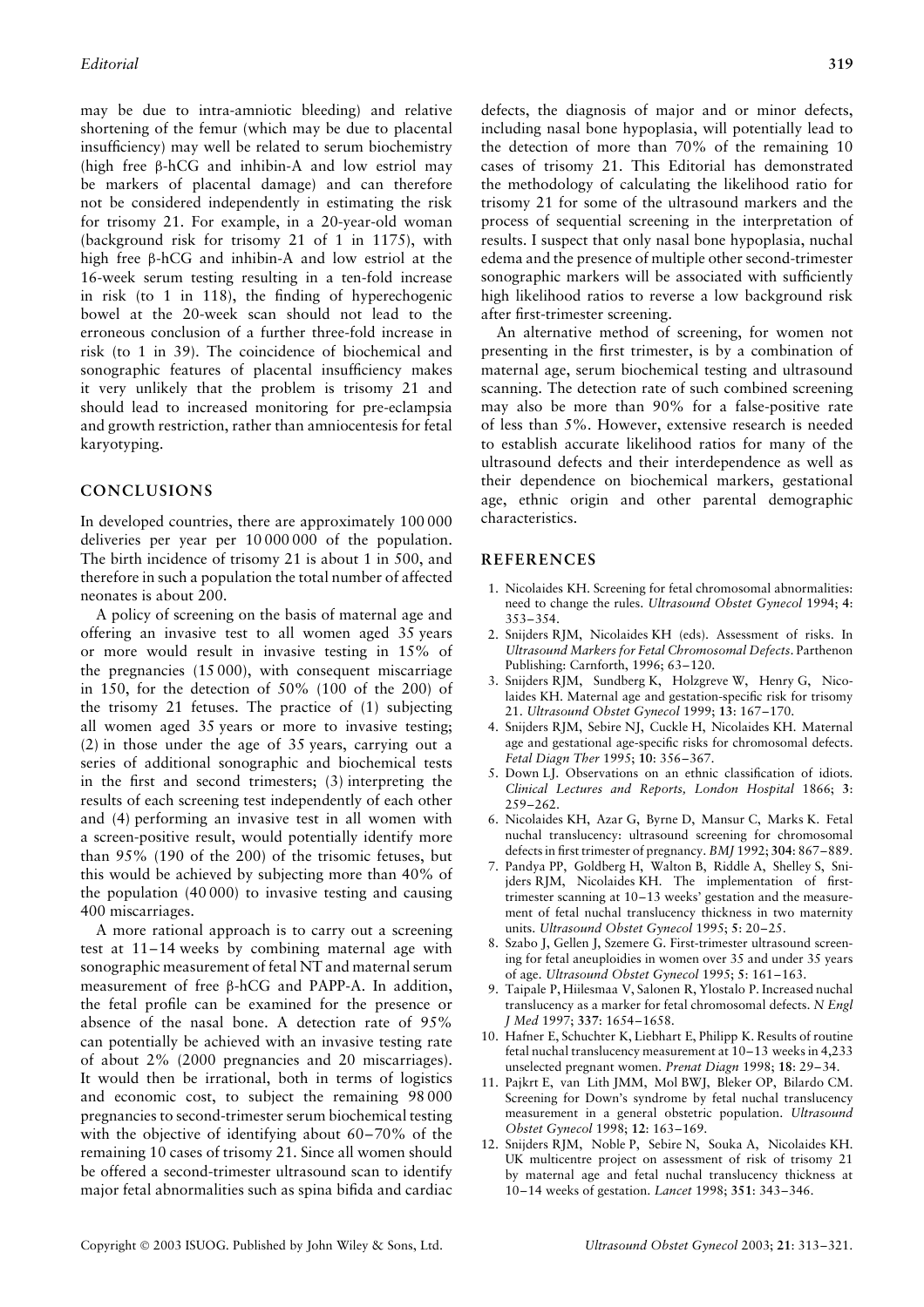may be due to intra-amniotic bleeding) and relative shortening of the femur (which may be due to placental insufficiency) may well be related to serum biochemistry (high free β-hCG and inhibin-A and low estriol may be markers of placental damage) and can therefore not be considered independently in estimating the risk for trisomy 21. For example, in a 20-year-old woman (background risk for trisomy 21 of 1 in 1175), with high free β-hCG and inhibin-A and low estriol at the 16-week serum testing resulting in a ten-fold increase in risk (to 1 in 118), the finding of hyperechogenic bowel at the 20-week scan should not lead to the erroneous conclusion of a further three-fold increase in risk (to 1 in 39). The coincidence of biochemical and sonographic features of placental insufficiency makes it very unlikely that the problem is trisomy 21 and should lead to increased monitoring for pre-eclampsia and growth restriction, rather than amniocentesis for fetal karyotyping.

## CONCLUSIONS

In developed countries, there are approximately 100 000 deliveries per year per 10 000 000 of the population. The birth incidence of trisomy 21 is about 1 in 500, and therefore in such a population the total number of affected neonates is about 200.

A policy of screening on the basis of maternal age and offering an invasive test to all women aged 35 years or more would result in invasive testing in 15% of the pregnancies (15 000), with consequent miscarriage in 150, for the detection of 50% (100 of the 200) of the trisomy 21 fetuses. The practice of (1) subjecting all women aged 35 years or more to invasive testing; (2) in those under the age of 35 years, carrying out a series of additional sonographic and biochemical tests in the first and second trimesters; (3) interpreting the results of each screening test independently of each other and (4) performing an invasive test in all women with a screen-positive result, would potentially identify more than 95% (190 of the 200) of the trisomic fetuses, but this would be achieved by subjecting more than 40% of the population (40 000) to invasive testing and causing 400 miscarriages.

A more rational approach is to carry out a screening test at 11–14 weeks by combining maternal age with sonographic measurement of fetal NT and maternal serum measurement of free β-hCG and PAPP-A. In addition, the fetal profile can be examined for the presence or absence of the nasal bone. A detection rate of 95% can potentially be achieved with an invasive testing rate of about 2% (2000 pregnancies and 20 miscarriages). It would then be irrational, both in terms of logistics and economic cost, to subject the remaining 98 000 pregnancies to second-trimester serum biochemical testing with the objective of identifying about 60–70% of the remaining 10 cases of trisomy 21. Since all women should be offered a second-trimester ultrasound scan to identify major fetal abnormalities such as spina bifida and cardiac defects, the diagnosis of major and or minor defects, including nasal bone hypoplasia, will potentially lead to the detection of more than 70% of the remaining 10 cases of trisomy 21. This Editorial has demonstrated the methodology of calculating the likelihood ratio for trisomy 21 for some of the ultrasound markers and the process of sequential screening in the interpretation of results. I suspect that only nasal bone hypoplasia, nuchal edema and the presence of multiple other second-trimester sonographic markers will be associated with sufficiently high likelihood ratios to reverse a low background risk after first-trimester screening.

An alternative method of screening, for women not presenting in the first trimester, is by a combination of maternal age, serum biochemical testing and ultrasound scanning. The detection rate of such combined screening may also be more than 90% for a false-positive rate of less than 5%. However, extensive research is needed to establish accurate likelihood ratios for many of the ultrasound defects and their interdependence as well as their dependence on biochemical markers, gestational age, ethnic origin and other parental demographic characteristics.

## REFERENCES

1. Nicolaides KH. Screening for fetal chromosomal abnormalities: need to change the rules. *Ultrasound Obstet Gynecol* 1994; **4**: 353–354.
2. Snijders RJM, Nicolaides KH (eds). Assessment of risks. In *Ultrasound Markers for Fetal Chromosomal Defects*. Parthenon Publishing: Carnforth, 1996; 63–120.
3. Snijders RJM, Sundberg K, Holzgreve W, Henry G, Nicolaides KH. Maternal age and gestation-specific risk for trisomy 21. *Ultrasound Obstet Gynecol* 1999; **13**: 167–170.
4. Snijders RJM, Sebire NJ, Cuckle H, Nicolaides KH. Maternal age and gestational age-specific risks for chromosomal defects. *Fetal Diagn Ther* 1995; **10**: 356–367.
5. Down LJ. Observations on an ethnic classification of idiots. *Clinical Lectures and Reports, London Hospital* 1866; **3**: 259–262.
6. Nicolaides KH, Azar G, Byrne D, Mansur C, Marks K. Fetal nuchal translucency: ultrasound screening for chromosomal defects in first trimester of pregnancy. *BMJ* 1992; **304**: 867–889.
7. Pandya PP, Goldberg H, Walton B, Riddle A, Shelley S, Snijders RJM, Nicolaides KH. The implementation of first-trimester scanning at 10–13 weeks' gestation and the measurement of fetal nuchal translucency thickness in two maternity units. *Ultrasound Obstet Gynecol* 1995; **5**: 20–25.
8. Szabo J, Gellen J, Szemere G. First-trimester ultrasound screening for fetal aneuploidies in women over 35 and under 35 years of age. *Ultrasound Obstet Gynecol* 1995; **5**: 161–163.
9. Taipale P, Hiilesmaa V, Salonen R, Ylostalo P. Increased nuchal translucency as a marker for fetal chromosomal defects. *N Engl J Med* 1997; **337**: 1654–1658.
10. Hafner E, Schuchter K, Liebhart E, Philipp K. Results of routine fetal nuchal translucency measurement at 10–13 weeks in 4,233 unselected pregnant women. *Prenat Diagn* 1998; **18**: 29–34.
11. Pajkrt E, van Lith JMM, Mol BWJ, Bleker OP, Bilardo CM. Screening for Down's syndrome by fetal nuchal translucency measurement in a general obstetric population. *Ultrasound Obstet Gynecol* 1998; **12**: 163–169.
12. Snijders RJM, Noble P, Sebire N, Souka A, Nicolaides KH. UK multicentre project on assessment of risk of trisomy 21 by maternal age and fetal nuchal translucency thickness at 10–14 weeks of gestation. *Lancet* 1998; **351**: 343–346.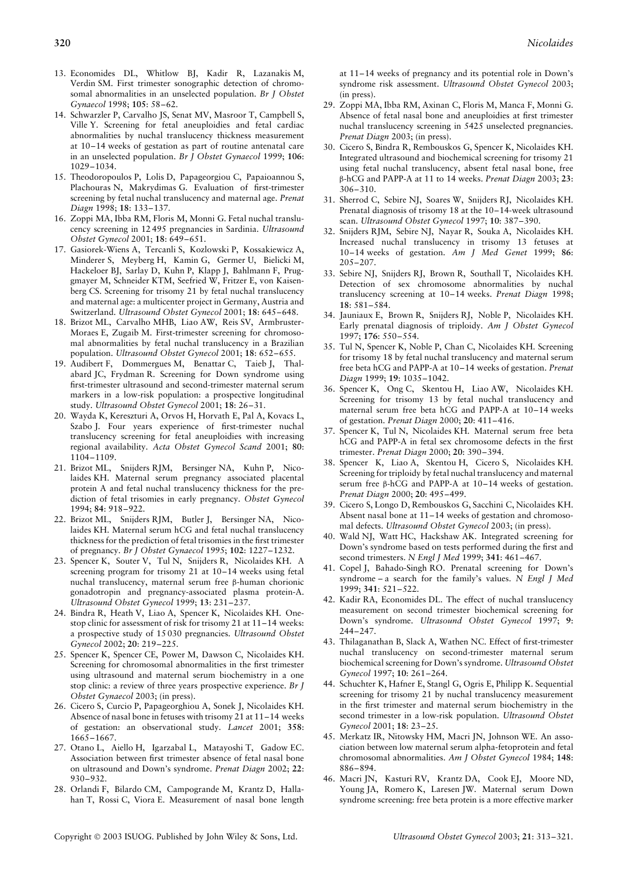13. Economides DL, Whitlow BJ, Kadir R, Lazanakis M, Verdin SM. First trimester sonographic detection of chromosomal abnormalities in an unselected population. *Br J Obstet Gynaecol* 1998; **105**: 58–62.
14. Schwarzler P, Carvalho JS, Senat MV, Masroor T, Campbell S, Ville Y. Screening for fetal aneuploidies and fetal cardiac abnormalities by nuchal translucency thickness measurement at 10–14 weeks of gestation as part of routine antenatal care in an unselected population. *Br J Obstet Gynaecol* 1999; **106**: 1029–1034.
15. Theodoropoulos P, Lolis D, Papageorgiou C, Papaioannou S, Plachouras N, Makrydimas G. Evaluation of first-trimester screening by fetal nuchal translucency and maternal age. *Prenat Diagn* 1998; **18**: 133–137.
16. Zoppi MA, Ibba RM, Floris M, Monni G. Fetal nuchal translucency screening in 12 495 pregnancies in Sardinia. *Ultrasound Obstet Gynecol* 2001; **18**: 649–651.
17. Gasiorek-Wiens A, Tercanli S, Kozlowski P, Kossakiewicz A, Minderer S, Meyberg H, Kamin G, Germer U, Bielicki M, Hackeloer BJ, Sarlay D, Kuhn P, Klapp J, Bahlmann F, Pruggmayer M, Schneider KTM, Seefried W, Fritzer E, von Kaisenberg CS. Screening for trisomy 21 by fetal nuchal translucency and maternal age: a multicenter project in Germany, Austria and Switzerland. *Ultrasound Obstet Gynecol* 2001; **18**: 645–648.
18. Brizot ML, Carvalho MHB, Liao AW, Reis SV, Armbruster-Moraes E, Zugaib M. First-trimester screening for chromosomal abnormalities by fetal nuchal translucency in a Brazilian population. *Ultrasound Obstet Gynecol* 2001; **18**: 652–655.
19. Audibert F, Dommergues M, Benattar C, Taieb J, Thalabard JC, Frydman R. Screening for Down syndrome using first-trimester ultrasound and second-trimester maternal serum markers in a low-risk population: a prospective longitudinal study. *Ultrasound Obstet Gynecol* 2001; **18**: 26–31.
20. Wayda K, Kereszturi A, Orvos H, Horvath E, Pal A, Kovacs L, Szabo J. Four years experience of first-trimester nuchal translucency screening for fetal aneuploidies with increasing regional availability. *Acta Obstet Gynecol Scand* 2001; **80**: 1104–1109.
21. Brizot ML, Snijders RJM, Bersinger NA, Kuhn P, Nicolaides KH. Maternal serum pregnancy associated placental protein A and fetal nuchal translucency thickness for the prediction of fetal trisomies in early pregnancy. *Obstet Gynecol* 1994; **84**: 918–922.
22. Brizot ML, Snijders RJM, Butler J, Bersinger NA, Nicolaides KH. Maternal serum hCG and fetal nuchal translucency thickness for the prediction of fetal trisomies in the first trimester of pregnancy. *Br J Obstet Gynaecol* 1995; **102**: 1227–1232.
23. Spencer K, Souter V, Tul N, Snijders R, Nicolaides KH. A screening program for trisomy 21 at 10–14 weeks using fetal nuchal translucency, maternal serum free β-human chorionic gonadotropin and pregnancy-associated plasma protein-A. *Ultrasound Obstet Gynecol* 1999; **13**: 231–237.
24. Bindra R, Heath V, Liao A, Spencer K, Nicolaides KH. One-stop clinic for assessment of risk for trisomy 21 at 11–14 weeks: a prospective study of 15 030 pregnancies. *Ultrasound Obstet Gynecol* 2002; **20**: 219–225.
25. Spencer K, Spencer CE, Power M, Dawson C, Nicolaides KH. Screening for chromosomal abnormalities in the first trimester using ultrasound and maternal serum biochemistry in a one stop clinic: a review of three years prospective experience. *Br J Obstet Gynaecol* 2003; (in press).
26. Cicero S, Curcio P, Papageorghiou A, Sonek J, Nicolaides KH. Absence of nasal bone in fetuses with trisomy 21 at 11–14 weeks of gestation: an observational study. *Lancet* 2001; **358**: 1665–1667.
27. Otano L, Aiello H, Igarzabal L, Matayoshi T, Gadow EC. Association between first trimester absence of fetal nasal bone on ultrasound and Down's syndrome. *Prenat Diagn* 2002; **22**: 930–932.
28. Orlandi F, Bilardo CM, Campogrande M, Krantz D, Hallahan T, Rossi C, Viora E. Measurement of nasal bone length at 11–14 weeks of pregnancy and its potential role in Down's syndrome risk assessment. *Ultrasound Obstet Gynecol* 2003; (in press).
29. Zoppi MA, Ibba RM, Axinan C, Floris M, Manca F, Monni G. Absence of fetal nasal bone and aneuploidies at first trimester nuchal translucency screening in 5425 unselected pregnancies. *Prenat Diagn* 2003; (in press).
30. Cicero S, Bindra R, Rembouskos G, Spencer K, Nicolaides KH. Integrated ultrasound and biochemical screening for trisomy 21 using fetal nuchal translucency, absent fetal nasal bone, free β-hCG and PAPP-A at 11 to 14 weeks. *Prenat Diagn* 2003; **23**: 306–310.
31. Sherrod C, Sebire NJ, Soares W, Snijders RJ, Nicolaides KH. Prenatal diagnosis of trisomy 18 at the 10–14-week ultrasound scan. *Ultrasound Obstet Gynecol* 1997; **10**: 387–390.
32. Snijders RJM, Sebire NJ, Nayar R, Souka A, Nicolaides KH. Increased nuchal translucency in trisomy 13 fetuses at 10–14 weeks of gestation. *Am J Med Genet* 1999; **86**: 205–207.
33. Sebire NJ, Snijders RJ, Brown R, Southall T, Nicolaides KH. Detection of sex chromosome abnormalities by nuchal translucency screening at 10–14 weeks. *Prenat Diagn* 1998; **18**: 581–584.
34. Jauniaux E, Brown R, Snijders RJ, Noble P, Nicolaides KH. Early prenatal diagnosis of triploidy. *Am J Obstet Gynecol* 1997; **176**: 550–554.
35. Tul N, Spencer K, Noble P, Chan C, Nicolaides KH. Screening for trisomy 18 by fetal nuchal translucency and maternal serum free beta hCG and PAPP-A at 10–14 weeks of gestation. *Prenat Diagn* 1999; **19**: 1035–1042.
36. Spencer K, Ong C, Skentou H, Liao AW, Nicolaides KH. Screening for trisomy 13 by fetal nuchal translucency and maternal serum free beta hCG and PAPP-A at 10–14 weeks of gestation. *Prenat Diagn* 2000; **20**: 411–416.
37. Spencer K, Tul N, Nicolaides KH. Maternal serum free beta hCG and PAPP-A in fetal sex chromosome defects in the first trimester. *Prenat Diagn* 2000; **20**: 390–394.
38. Spencer K, Liao A, Skentou H, Cicero S, Nicolaides KH. Screening for triploidy by fetal nuchal translucency and maternal serum free β-hCG and PAPP-A at 10–14 weeks of gestation. *Prenat Diagn* 2000; **20**: 495–499.
39. Cicero S, Longo D, Rembouskos G, Sacchini C, Nicolaides KH. Absent nasal bone at 11–14 weeks of gestation and chromosomal defects. *Ultrasound Obstet Gynecol* 2003; (in press).
40. Wald NJ, Watt HC, Hackshaw AK. Integrated screening for Down's syndrome based on tests performed during the first and second trimesters. *N Engl J Med* 1999; **341**: 461–467.
41. Copel J, Bahado-Singh RO. Prenatal screening for Down's syndrome – a search for the family's values. *N Engl J Med* 1999; **341**: 521–522.
42. Kadir RA, Economides DL. The effect of nuchal translucency measurement on second trimester biochemical screening for Down's syndrome. *Ultrasound Obstet Gynecol* 1997; **9**: 244–247.
43. Thilaganathan B, Slack A, Wathen NC. Effect of first-trimester nuchal translucency on second-trimester maternal serum biochemical screening for Down's syndrome. *Ultrasound Obstet Gynecol* 1997; **10**: 261–264.
44. Schuchter K, Hafner E, Stangl G, Ogris E, Philipp K. Sequential screening for trisomy 21 by nuchal translucency measurement in the first trimester and maternal serum biochemistry in the second trimester in a low-risk population. *Ultrasound Obstet Gynecol* 2001; **18**: 23–25.
45. Merkatz IR, Nitowsky HM, Macri JN, Johnson WE. An association between low maternal serum alpha-fetoprotein and fetal chromosomal abnormalities. *Am J Obstet Gynecol* 1984; **148**: 886–894.
46. Macri JN, Kasturi RV, Krantz DA, Cook EJ, Moore ND, Young JA, Romero K, Laresen JW. Maternal serum Down syndrome screening: free beta protein is a more effective marker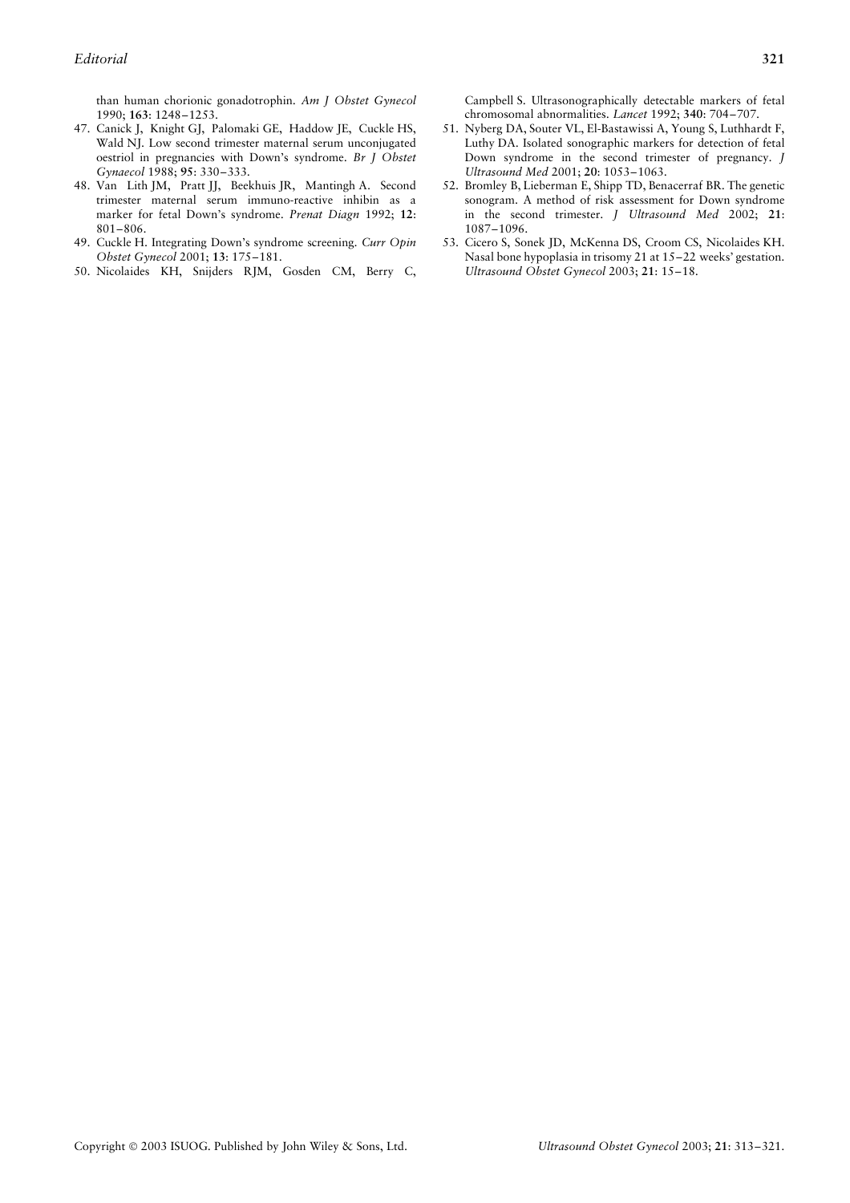than human chorionic gonadotrophin. *Am J Obstet Gynecol* 1990; **163**: 1248–1253.

47. Canick J, Knight GJ, Palomaki GE, Haddow JE, Cuckle HS, Wald NJ. Low second trimester maternal serum unconjugated oestriol in pregnancies with Down's syndrome. *Br J Obstet Gynaecol* 1988; **95**: 330–333.
48. Van Lith JM, Pratt JJ, Beekhuis JR, Mantingh A. Second trimester maternal serum immuno-reactive inhibin as a marker for fetal Down's syndrome. *Prenat Diagn* 1992; **12**: 801–806.
49. Cuckle H. Integrating Down's syndrome screening. *Curr Opin Obstet Gynecol* 2001; **13**: 175–181.
50. Nicolaides KH, Snijders RJM, Gosden CM, Berry C, Campbell S. Ultrasonographically detectable markers of fetal chromosomal abnormalities. *Lancet* 1992; **340**: 704–707.
51. Nyberg DA, Souter VL, El-Bastawissi A, Young S, Luthhardt F, Luthy DA. Isolated sonographic markers for detection of fetal Down syndrome in the second trimester of pregnancy. *J Ultrasound Med* 2001; **20**: 1053–1063.
52. Bromley B, Lieberman E, Shipp TD, Benacerraf BR. The genetic sonogram. A method of risk assessment for Down syndrome in the second trimester. *J Ultrasound Med* 2002; **21**: 1087–1096.
53. Cicero S, Sonek JD, McKenna DS, Croom CS, Nicolaides KH. Nasal bone hypoplasia in trisomy 21 at 15–22 weeks' gestation. *Ultrasound Obstet Gynecol* 2003; **21**: 15–18.